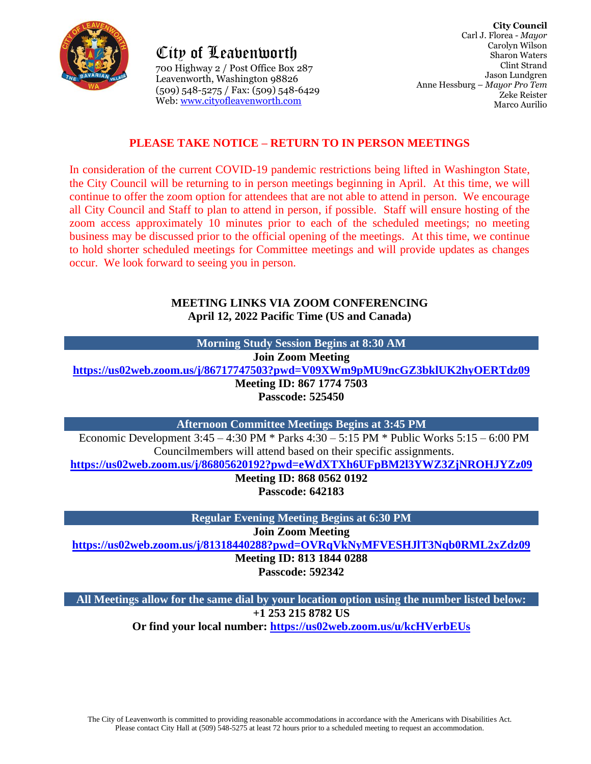# City of Leavenworth

700 Highway 2 / Post Office Box 287
Leavenworth, Washington 98826
(509) 548-5275 / Fax: (509) 548-6429
Web: www.cityofleavenworth.com

**City Council**
Carl J. Florea - *Mayor*
Carolyn Wilson
Sharon Waters
Clint Strand
Jason Lundgren
Anne Hessburg – *Mayor Pro Tem*
Zeke Reister
Marco Aurilio

## PLEASE TAKE NOTICE – RETURN TO IN PERSON MEETINGS

In consideration of the current COVID-19 pandemic restrictions being lifted in Washington State, the City Council will be returning to in person meetings beginning in April. At this time, we will continue to offer the zoom option for attendees that are not able to attend in person. We encourage all City Council and Staff to plan to attend in person, if possible. Staff will ensure hosting of the zoom access approximately 10 minutes prior to each of the scheduled meetings; no meeting business may be discussed prior to the official opening of the meetings. At this time, we continue to hold shorter scheduled meetings for Committee meetings and will provide updates as changes occur. We look forward to seeing you in person.

## MEETING LINKS VIA ZOOM CONFERENCING
**April 12, 2022 Pacific Time (US and Canada)**

### Morning Study Session Begins at 8:30 AM

**Join Zoom Meeting**
**https://us02web.zoom.us/j/86717747503?pwd=V09XWm9pMU9ncGZ3bklUK2hyOERTdz09**
**Meeting ID: 867 1774 7503**
**Passcode: 525450**

### Afternoon Committee Meetings Begins at 3:45 PM

Economic Development 3:45 – 4:30 PM * Parks 4:30 – 5:15 PM * Public Works 5:15 – 6:00 PM
Councilmembers will attend based on their specific assignments.
**https://us02web.zoom.us/j/86805620192?pwd=eWdXTXh6UFpBM2l3YWZ3ZjNROHJYZz09**
**Meeting ID: 868 0562 0192**
**Passcode: 642183**

### Regular Evening Meeting Begins at 6:30 PM

**Join Zoom Meeting**
**https://us02web.zoom.us/j/81318440288?pwd=OVRqVkNyMFVESHJlT3Nqb0RML2xZdz09**
**Meeting ID: 813 1844 0288**
**Passcode: 592342**

### All Meetings allow for the same dial by your location option using the number listed below:

**+1 253 215 8782 US**
**Or find your local number: https://us02web.zoom.us/u/kcHVerbEUs**

The City of Leavenworth is committed to providing reasonable accommodations in accordance with the Americans with Disabilities Act. Please contact City Hall at (509) 548-5275 at least 72 hours prior to a scheduled meeting to request an accommodation.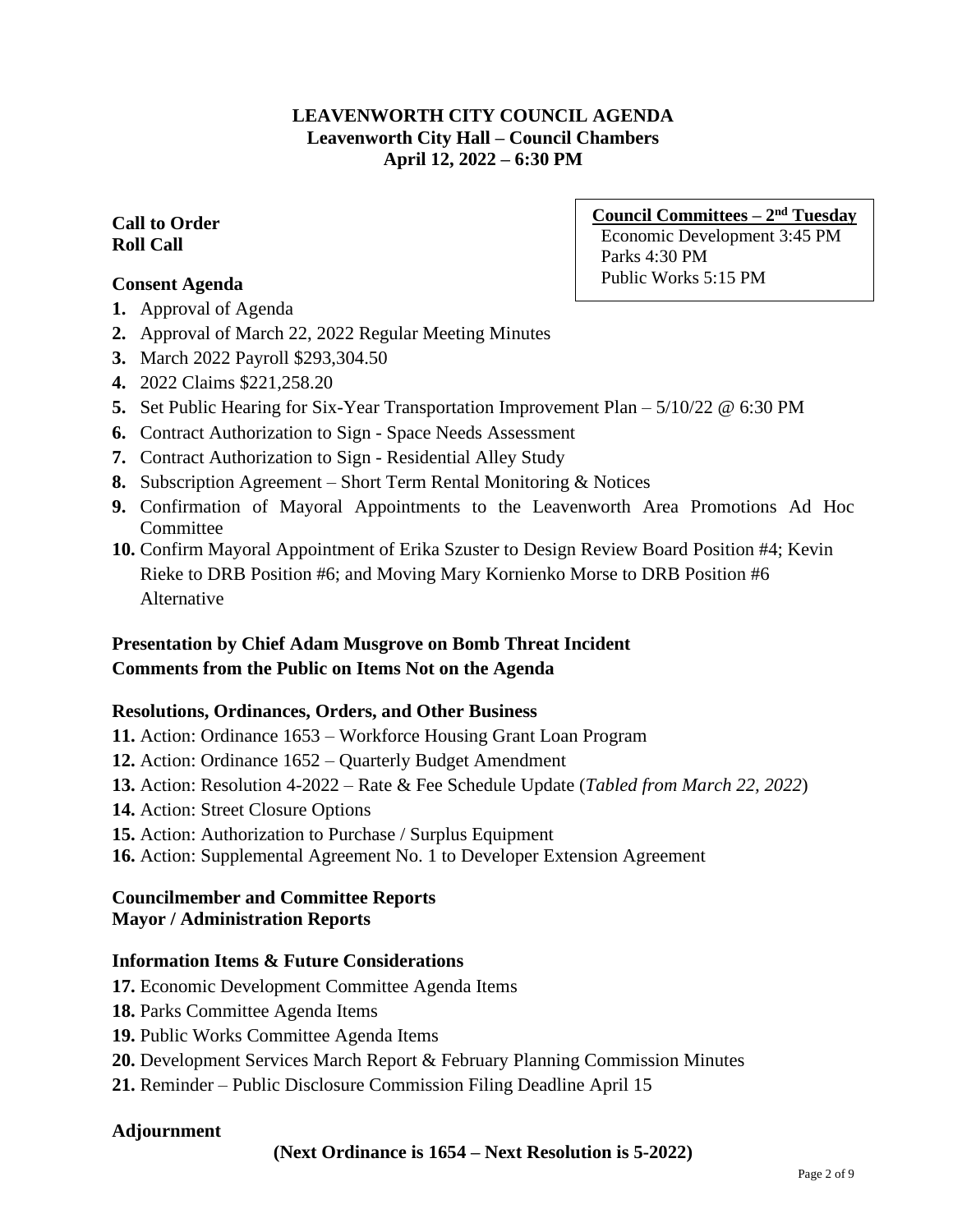# LEAVENWORTH CITY COUNCIL AGENDA
## Leavenworth City Hall – Council Chambers
## April 12, 2022 – 6:30 PM

**Council Committees – 2nd Tuesday**
Economic Development 3:45 PM
Parks 4:30 PM
Public Works 5:15 PM

**Call to Order**
**Roll Call**

### Consent Agenda

1. Approval of Agenda
2. Approval of March 22, 2022 Regular Meeting Minutes
3. March 2022 Payroll $293,304.50
4. 2022 Claims $221,258.20
5. Set Public Hearing for Six-Year Transportation Improvement Plan – 5/10/22 @ 6:30 PM
6. Contract Authorization to Sign - Space Needs Assessment
7. Contract Authorization to Sign - Residential Alley Study
8. Subscription Agreement – Short Term Rental Monitoring & Notices
9. Confirmation of Mayoral Appointments to the Leavenworth Area Promotions Ad Hoc Committee
10. Confirm Mayoral Appointment of Erika Szuster to Design Review Board Position #4; Kevin Rieke to DRB Position #6; and Moving Mary Kornienko Morse to DRB Position #6 Alternative

**Presentation by Chief Adam Musgrove on Bomb Threat Incident**
**Comments from the Public on Items Not on the Agenda**

### Resolutions, Ordinances, Orders, and Other Business

11. Action: Ordinance 1653 – Workforce Housing Grant Loan Program
12. Action: Ordinance 1652 – Quarterly Budget Amendment
13. Action: Resolution 4-2022 – Rate & Fee Schedule Update (*Tabled from March 22, 2022*)
14. Action: Street Closure Options
15. Action: Authorization to Purchase / Surplus Equipment
16. Action: Supplemental Agreement No. 1 to Developer Extension Agreement

**Councilmember and Committee Reports**
**Mayor / Administration Reports**

### Information Items & Future Considerations

17. Economic Development Committee Agenda Items
18. Parks Committee Agenda Items
19. Public Works Committee Agenda Items
20. Development Services March Report & February Planning Commission Minutes
21. Reminder – Public Disclosure Commission Filing Deadline April 15

### Adjournment

**(Next Ordinance is 1654 – Next Resolution is 5-2022)**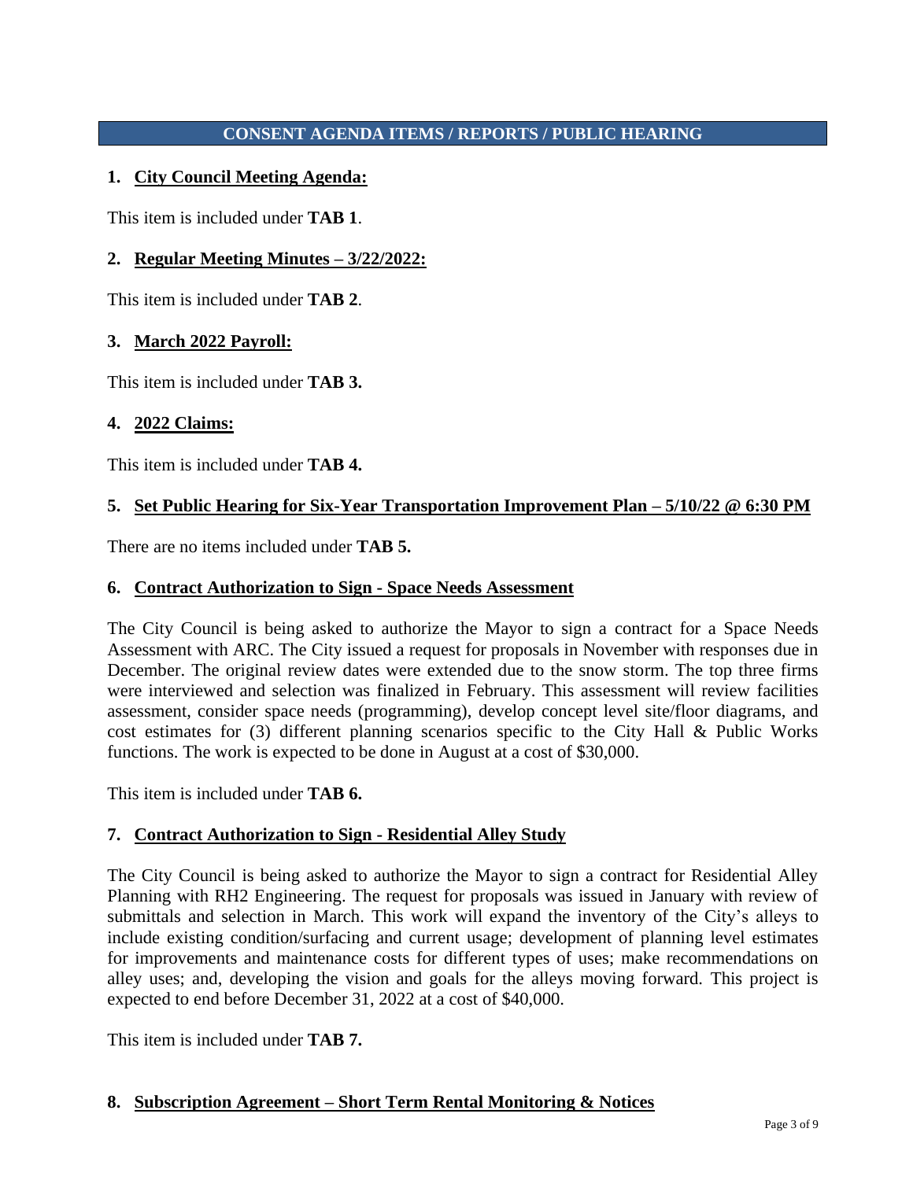## CONSENT AGENDA ITEMS / REPORTS / PUBLIC HEARING

### 1. City Council Meeting Agenda:

This item is included under **TAB 1**.

### 2. Regular Meeting Minutes – 3/22/2022:

This item is included under **TAB 2**.

### 3. March 2022 Payroll:

This item is included under **TAB 3.**

### 4. 2022 Claims:

This item is included under **TAB 4.**

### 5. Set Public Hearing for Six-Year Transportation Improvement Plan – 5/10/22 @ 6:30 PM

There are no items included under **TAB 5.**

### 6. Contract Authorization to Sign - Space Needs Assessment

The City Council is being asked to authorize the Mayor to sign a contract for a Space Needs Assessment with ARC. The City issued a request for proposals in November with responses due in December. The original review dates were extended due to the snow storm. The top three firms were interviewed and selection was finalized in February. This assessment will review facilities assessment, consider space needs (programming), develop concept level site/floor diagrams, and cost estimates for (3) different planning scenarios specific to the City Hall & Public Works functions. The work is expected to be done in August at a cost of $30,000.

This item is included under **TAB 6.**

### 7. Contract Authorization to Sign - Residential Alley Study

The City Council is being asked to authorize the Mayor to sign a contract for Residential Alley Planning with RH2 Engineering. The request for proposals was issued in January with review of submittals and selection in March. This work will expand the inventory of the City's alleys to include existing condition/surfacing and current usage; development of planning level estimates for improvements and maintenance costs for different types of uses; make recommendations on alley uses; and, developing the vision and goals for the alleys moving forward. This project is expected to end before December 31, 2022 at a cost of $40,000.

This item is included under **TAB 7.**

### 8. Subscription Agreement – Short Term Rental Monitoring & Notices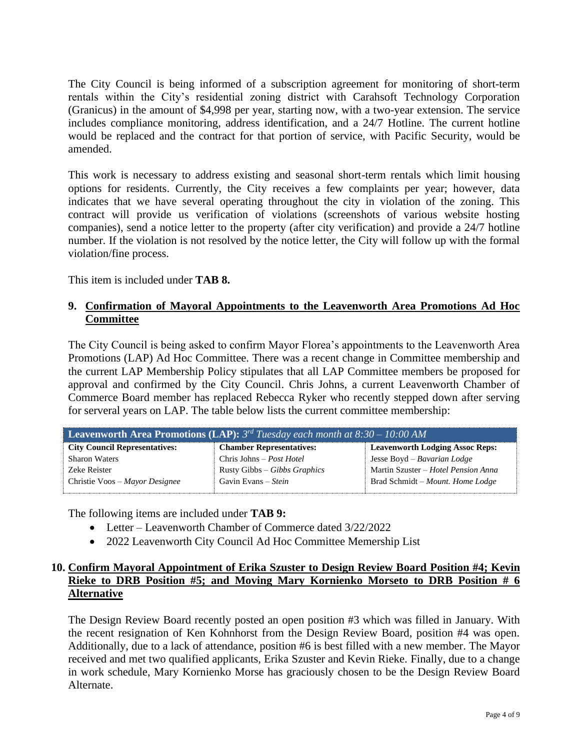The City Council is being informed of a subscription agreement for monitoring of short-term rentals within the City's residential zoning district with Carahsoft Technology Corporation (Granicus) in the amount of $4,998 per year, starting now, with a two-year extension. The service includes compliance monitoring, address identification, and a 24/7 Hotline. The current hotline would be replaced and the contract for that portion of service, with Pacific Security, would be amended.

This work is necessary to address existing and seasonal short-term rentals which limit housing options for residents. Currently, the City receives a few complaints per year; however, data indicates that we have several operating throughout the city in violation of the zoning. This contract will provide us verification of violations (screenshots of various website hosting companies), send a notice letter to the property (after city verification) and provide a 24/7 hotline number. If the violation is not resolved by the notice letter, the City will follow up with the formal violation/fine process.

This item is included under **TAB 8.**

### 9. Confirmation of Mayoral Appointments to the Leavenworth Area Promotions Ad Hoc Committee

The City Council is being asked to confirm Mayor Florea's appointments to the Leavenworth Area Promotions (LAP) Ad Hoc Committee. There was a recent change in Committee membership and the current LAP Membership Policy stipulates that all LAP Committee members be proposed for approval and confirmed by the City Council. Chris Johns, a current Leavenworth Chamber of Commerce Board member has replaced Rebecca Ryker who recently stepped down after serving for serveral years on LAP. The table below lists the current committee membership:

| **Leavenworth Area Promotions (LAP):** *3rd Tuesday each month at 8:30 – 10:00 AM* | | |
|---|---|---|
| **City Council Representatives:** | **Chamber Representatives:** | **Leavenworth Lodging Assoc Reps:** |
| Sharon Waters | Chris Johns – *Post Hotel* | Jesse Boyd – *Bavarian Lodge* |
| Zeke Reister | Rusty Gibbs – *Gibbs Graphics* | Martin Szuster – *Hotel Pension Anna* |
| Christie Voos – *Mayor Designee* | Gavin Evans – *Stein* | Brad Schmidt – *Mount. Home Lodge* |

The following items are included under **TAB 9:**

- Letter – Leavenworth Chamber of Commerce dated 3/22/2022
- 2022 Leavenworth City Council Ad Hoc Committee Memership List

### 10. Confirm Mayoral Appointment of Erika Szuster to Design Review Board Position #4; Kevin Rieke to DRB Position #5; and Moving Mary Kornienko Morseto DRB Position # 6 Alternative

The Design Review Board recently posted an open position #3 which was filled in January. With the recent resignation of Ken Kohnhorst from the Design Review Board, position #4 was open. Additionally, due to a lack of attendance, position #6 is best filled with a new member. The Mayor received and met two qualified applicants, Erika Szuster and Kevin Rieke. Finally, due to a change in work schedule, Mary Kornienko Morse has graciously chosen to be the Design Review Board Alternate.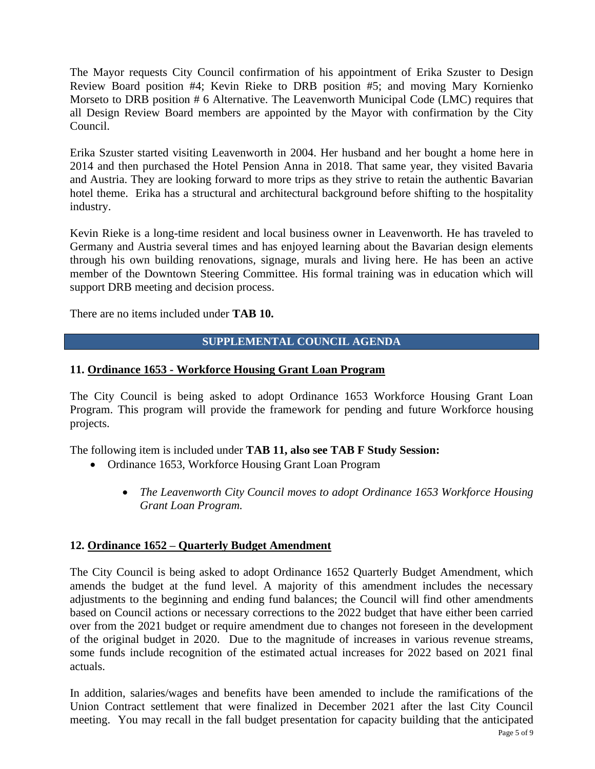The Mayor requests City Council confirmation of his appointment of Erika Szuster to Design Review Board position #4; Kevin Rieke to DRB position #5; and moving Mary Kornienko Morseto to DRB position # 6 Alternative. The Leavenworth Municipal Code (LMC) requires that all Design Review Board members are appointed by the Mayor with confirmation by the City Council.

Erika Szuster started visiting Leavenworth in 2004. Her husband and her bought a home here in 2014 and then purchased the Hotel Pension Anna in 2018. That same year, they visited Bavaria and Austria. They are looking forward to more trips as they strive to retain the authentic Bavarian hotel theme. Erika has a structural and architectural background before shifting to the hospitality industry.

Kevin Rieke is a long-time resident and local business owner in Leavenworth. He has traveled to Germany and Austria several times and has enjoyed learning about the Bavarian design elements through his own building renovations, signage, murals and living here. He has been an active member of the Downtown Steering Committee. His formal training was in education which will support DRB meeting and decision process.

There are no items included under **TAB 10.**

## SUPPLEMENTAL COUNCIL AGENDA

### 11. Ordinance 1653 - Workforce Housing Grant Loan Program

The City Council is being asked to adopt Ordinance 1653 Workforce Housing Grant Loan Program. This program will provide the framework for pending and future Workforce housing projects.

The following item is included under **TAB 11, also see TAB F Study Session:**

- Ordinance 1653, Workforce Housing Grant Loan Program
    - *The Leavenworth City Council moves to adopt Ordinance 1653 Workforce Housing Grant Loan Program.*

### 12. Ordinance 1652 – Quarterly Budget Amendment

The City Council is being asked to adopt Ordinance 1652 Quarterly Budget Amendment, which amends the budget at the fund level. A majority of this amendment includes the necessary adjustments to the beginning and ending fund balances; the Council will find other amendments based on Council actions or necessary corrections to the 2022 budget that have either been carried over from the 2021 budget or require amendment due to changes not foreseen in the development of the original budget in 2020. Due to the magnitude of increases in various revenue streams, some funds include recognition of the estimated actual increases for 2022 based on 2021 final actuals.

In addition, salaries/wages and benefits have been amended to include the ramifications of the Union Contract settlement that were finalized in December 2021 after the last City Council meeting. You may recall in the fall budget presentation for capacity building that the anticipated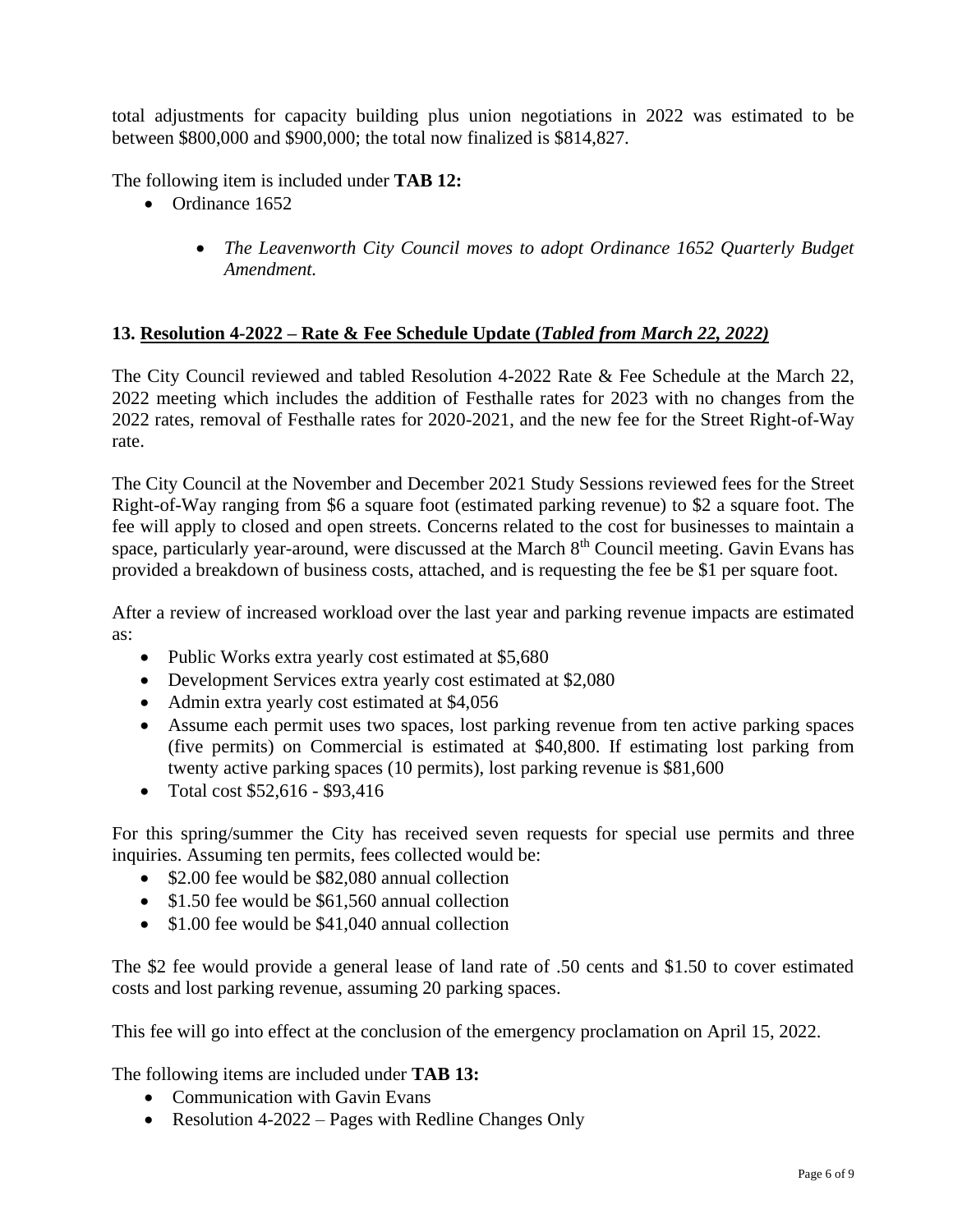total adjustments for capacity building plus union negotiations in 2022 was estimated to be between $800,000 and $900,000; the total now finalized is $814,827.

The following item is included under **TAB 12:**

- Ordinance 1652
  - *The Leavenworth City Council moves to adopt Ordinance 1652 Quarterly Budget Amendment.*

## 13. Resolution 4-2022 – Rate & Fee Schedule Update (*Tabled from March 22, 2022)*

The City Council reviewed and tabled Resolution 4-2022 Rate & Fee Schedule at the March 22, 2022 meeting which includes the addition of Festhalle rates for 2023 with no changes from the 2022 rates, removal of Festhalle rates for 2020-2021, and the new fee for the Street Right-of-Way rate.

The City Council at the November and December 2021 Study Sessions reviewed fees for the Street Right-of-Way ranging from $6 a square foot (estimated parking revenue) to $2 a square foot. The fee will apply to closed and open streets. Concerns related to the cost for businesses to maintain a space, particularly year-around, were discussed at the March 8th Council meeting. Gavin Evans has provided a breakdown of business costs, attached, and is requesting the fee be $1 per square foot.

After a review of increased workload over the last year and parking revenue impacts are estimated as:

- Public Works extra yearly cost estimated at $5,680
- Development Services extra yearly cost estimated at $2,080
- Admin extra yearly cost estimated at $4,056
- Assume each permit uses two spaces, lost parking revenue from ten active parking spaces (five permits) on Commercial is estimated at $40,800. If estimating lost parking from twenty active parking spaces (10 permits), lost parking revenue is $81,600
- Total cost $52,616 - $93,416

For this spring/summer the City has received seven requests for special use permits and three inquiries. Assuming ten permits, fees collected would be:

- $2.00 fee would be $82,080 annual collection
- $1.50 fee would be $61,560 annual collection
- $1.00 fee would be $41,040 annual collection

The $2 fee would provide a general lease of land rate of .50 cents and $1.50 to cover estimated costs and lost parking revenue, assuming 20 parking spaces.

This fee will go into effect at the conclusion of the emergency proclamation on April 15, 2022.

The following items are included under **TAB 13:**

- Communication with Gavin Evans
- Resolution 4-2022 – Pages with Redline Changes Only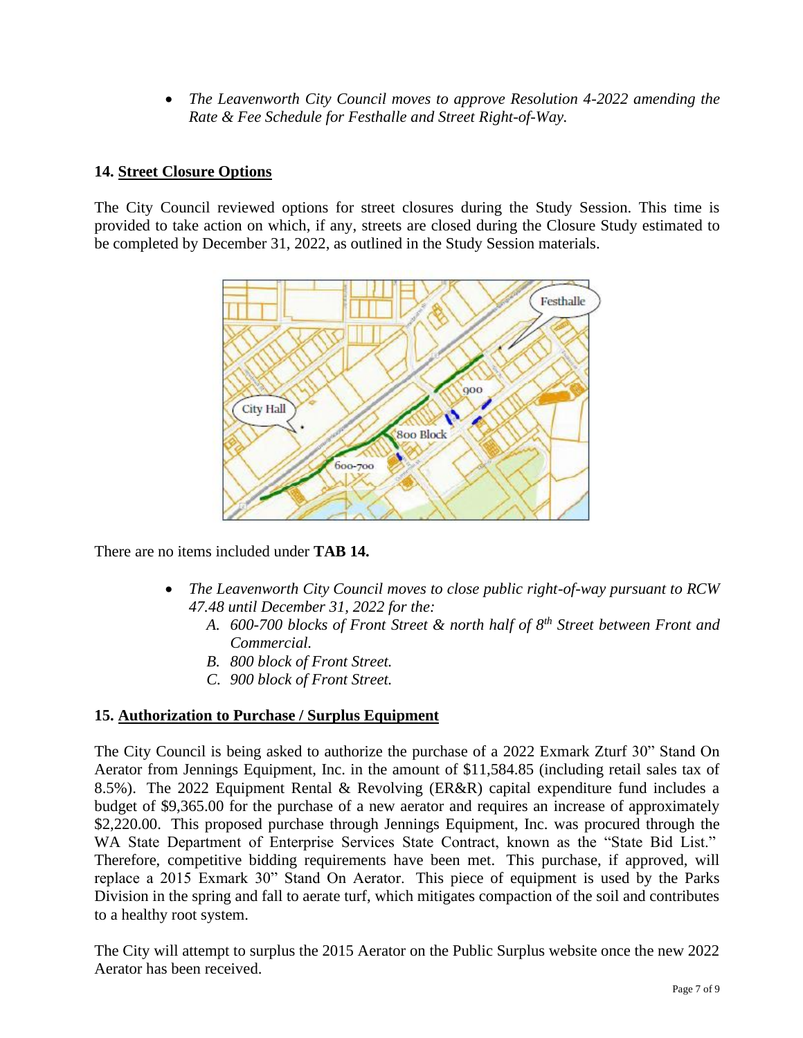- *The Leavenworth City Council moves to approve Resolution 4-2022 amending the Rate & Fee Schedule for Festhalle and Street Right-of-Way.*

## 14. Street Closure Options

The City Council reviewed options for street closures during the Study Session. This time is provided to take action on which, if any, streets are closed during the Closure Study estimated to be completed by December 31, 2022, as outlined in the Study Session materials.

There are no items included under **TAB 14.**

- *The Leavenworth City Council moves to close public right-of-way pursuant to RCW 47.48 until December 31, 2022 for the:*
  - A. *600-700 blocks of Front Street & north half of 8th Street between Front and Commercial.*
  - B. *800 block of Front Street.*
  - C. *900 block of Front Street.*

## 15. Authorization to Purchase / Surplus Equipment

The City Council is being asked to authorize the purchase of a 2022 Exmark Zturf 30" Stand On Aerator from Jennings Equipment, Inc. in the amount of $11,584.85 (including retail sales tax of 8.5%). The 2022 Equipment Rental & Revolving (ER&R) capital expenditure fund includes a budget of $9,365.00 for the purchase of a new aerator and requires an increase of approximately $2,220.00. This proposed purchase through Jennings Equipment, Inc. was procured through the WA State Department of Enterprise Services State Contract, known as the "State Bid List." Therefore, competitive bidding requirements have been met. This purchase, if approved, will replace a 2015 Exmark 30" Stand On Aerator. This piece of equipment is used by the Parks Division in the spring and fall to aerate turf, which mitigates compaction of the soil and contributes to a healthy root system.

The City will attempt to surplus the 2015 Aerator on the Public Surplus website once the new 2022 Aerator has been received.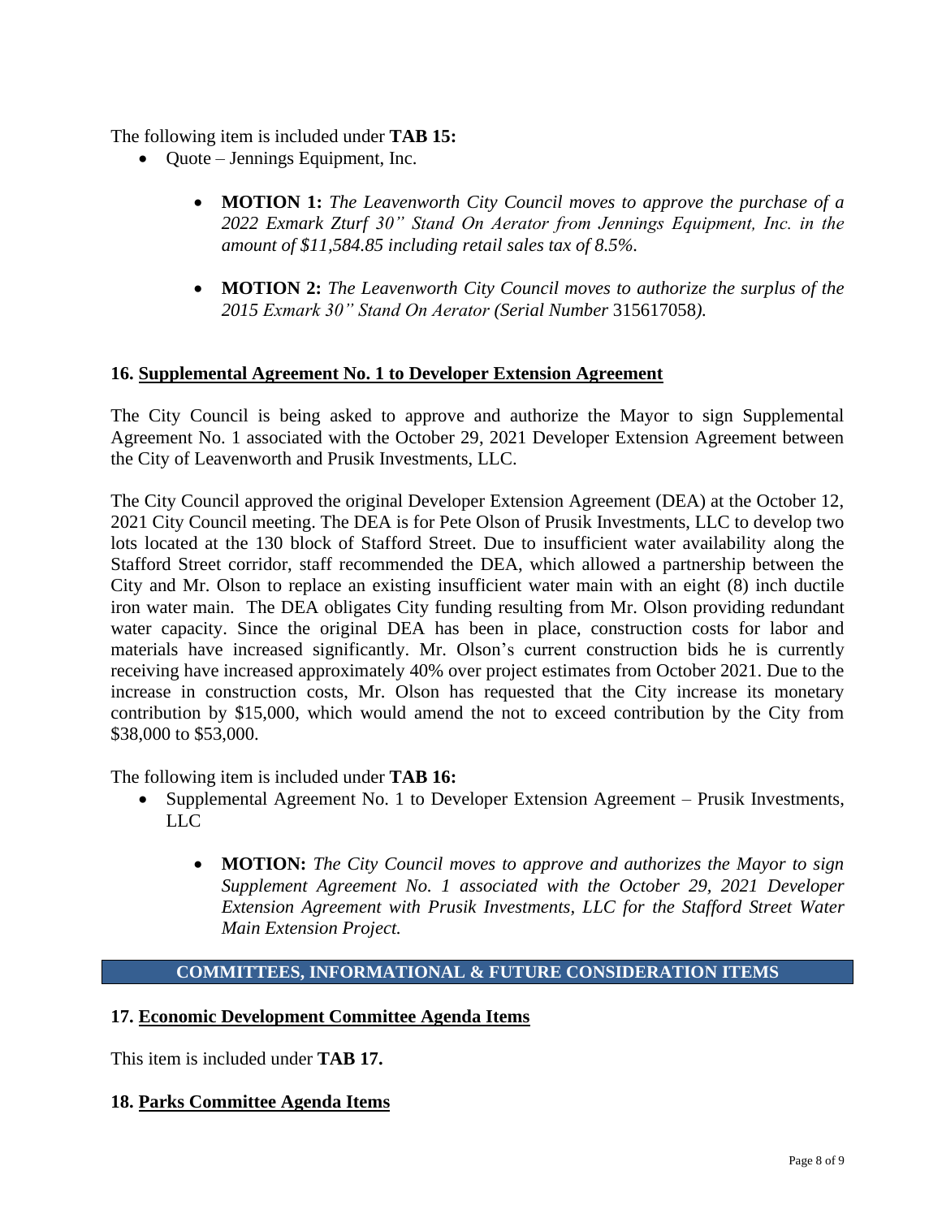The following item is included under **TAB 15:**

- Quote – Jennings Equipment, Inc.

  - **MOTION 1:** *The Leavenworth City Council moves to approve the purchase of a 2022 Exmark Zturf 30" Stand On Aerator from Jennings Equipment, Inc. in the amount of $11,584.85 including retail sales tax of 8.5%.*

  - **MOTION 2:** *The Leavenworth City Council moves to authorize the surplus of the 2015 Exmark 30" Stand On Aerator (Serial Number* 315617058*).*

### 16. Supplemental Agreement No. 1 to Developer Extension Agreement

The City Council is being asked to approve and authorize the Mayor to sign Supplemental Agreement No. 1 associated with the October 29, 2021 Developer Extension Agreement between the City of Leavenworth and Prusik Investments, LLC.

The City Council approved the original Developer Extension Agreement (DEA) at the October 12, 2021 City Council meeting. The DEA is for Pete Olson of Prusik Investments, LLC to develop two lots located at the 130 block of Stafford Street. Due to insufficient water availability along the Stafford Street corridor, staff recommended the DEA, which allowed a partnership between the City and Mr. Olson to replace an existing insufficient water main with an eight (8) inch ductile iron water main. The DEA obligates City funding resulting from Mr. Olson providing redundant water capacity. Since the original DEA has been in place, construction costs for labor and materials have increased significantly. Mr. Olson's current construction bids he is currently receiving have increased approximately 40% over project estimates from October 2021. Due to the increase in construction costs, Mr. Olson has requested that the City increase its monetary contribution by $15,000, which would amend the not to exceed contribution by the City from $38,000 to $53,000.

The following item is included under **TAB 16:**

- Supplemental Agreement No. 1 to Developer Extension Agreement – Prusik Investments, LLC

  - **MOTION:** *The City Council moves to approve and authorizes the Mayor to sign Supplement Agreement No. 1 associated with the October 29, 2021 Developer Extension Agreement with Prusik Investments, LLC for the Stafford Street Water Main Extension Project.*

## COMMITTEES, INFORMATIONAL & FUTURE CONSIDERATION ITEMS

### 17. Economic Development Committee Agenda Items

This item is included under **TAB 17.**

### 18. Parks Committee Agenda Items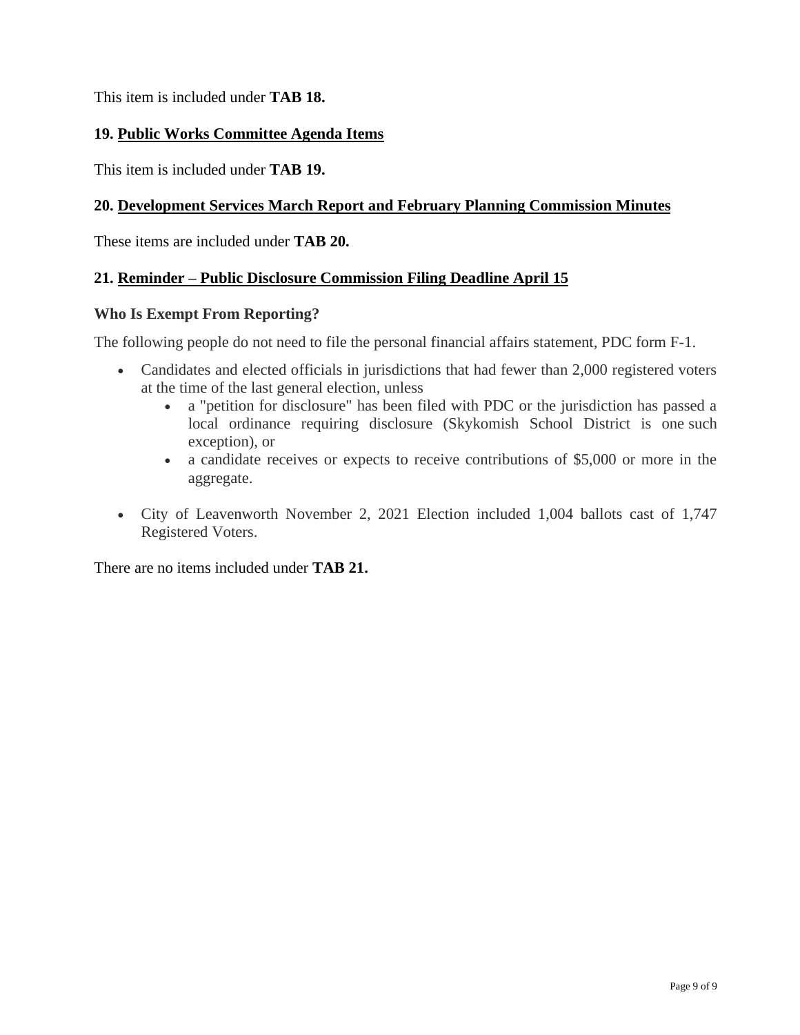This item is included under **TAB 18.**

## 19. Public Works Committee Agenda Items

This item is included under **TAB 19.**

## 20. Development Services March Report and February Planning Commission Minutes

These items are included under **TAB 20.**

## 21. Reminder – Public Disclosure Commission Filing Deadline April 15

### Who Is Exempt From Reporting?

The following people do not need to file the personal financial affairs statement, PDC form F-1.

- Candidates and elected officials in jurisdictions that had fewer than 2,000 registered voters at the time of the last general election, unless
  - a "petition for disclosure" has been filed with PDC or the jurisdiction has passed a local ordinance requiring disclosure (Skykomish School District is one such exception), or
  - a candidate receives or expects to receive contributions of $5,000 or more in the aggregate.

- City of Leavenworth November 2, 2021 Election included 1,004 ballots cast of 1,747 Registered Voters.

There are no items included under **TAB 21.**